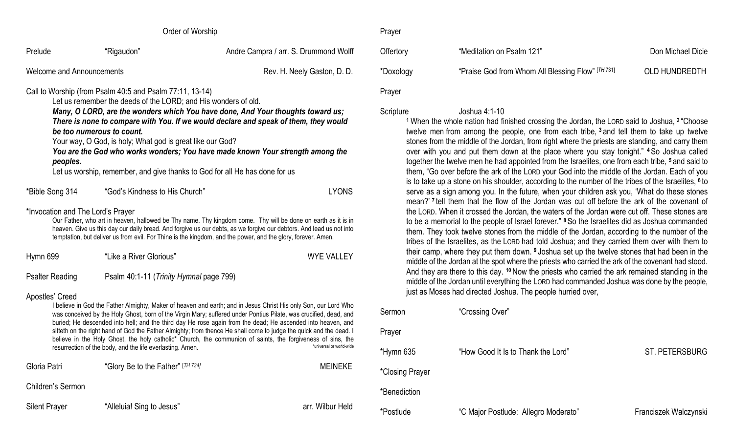# Order of Worship

Prelude — "Rigaudon" — Andre Campra / arr. S. Drummond Wolff

Welcome and Announcements — Rev. H. Neely Gaston, D. D.

Call to Worship (from Psalm 40:5 and Psalm 77:11, 13-14)

Let us remember the deeds of the LORD; and His wonders of old.

***Many, O LORD, are the wonders which You have done, And Your thoughts toward us; There is none to compare with You. If we would declare and speak of them, they would be too numerous to count.***

Your way, O God, is holy; What god is great like our God?

***You are the God who works wonders; You have made known Your strength among the peoples.***

Let us worship, remember, and give thanks to God for all He has done for us

*Bible Song 314 — "God's Kindness to His Church" — LYONS

*Invocation and The Lord's Prayer

Our Father, who art in heaven, hallowed be Thy name. Thy kingdom come. Thy will be done on earth as it is in heaven. Give us this day our daily bread. And forgive us our debts, as we forgive our debtors. And lead us not into temptation, but deliver us from evil. For Thine is the kingdom, and the power, and the glory, forever. Amen.

Hymn 699 — "Like a River Glorious" — WYE VALLEY

Psalter Reading — Psalm 40:1-11 (*Trinity Hymnal* page 799)

Apostles' Creed

I believe in God the Father Almighty, Maker of heaven and earth; and in Jesus Christ His only Son, our Lord Who was conceived by the Holy Ghost, born of the Virgin Mary; suffered under Pontius Pilate, was crucified, dead, and buried; He descended into hell; and the third day He rose again from the dead; He ascended into heaven, and sitteth on the right hand of God the Father Almighty; from thence He shall come to judge the quick and the dead. I believe in the Holy Ghost, the holy catholic* Church, the communion of saints, the forgiveness of sins, the resurrection of the body, and the life everlasting. Amen.

*universal or world-wide

Gloria Patri — "Glory Be to the Father" [*TH 734*] — MEINEKE

Children's Sermon

Silent Prayer — "Alleluia! Sing to Jesus" — arr. Wilbur Held

Prayer

Offertory — "Meditation on Psalm 121" — Don Michael Dicie

*Doxology — "Praise God from Whom All Blessing Flow" [*TH 731*] — OLD HUNDREDTH

Prayer

Scripture — Joshua 4:1-10

[1] When the whole nation had finished crossing the Jordan, the LORD said to Joshua, [2] "Choose twelve men from among the people, one from each tribe, [3] and tell them to take up twelve stones from the middle of the Jordan, from right where the priests are standing, and carry them over with you and put them down at the place where you stay tonight." [4] So Joshua called together the twelve men he had appointed from the Israelites, one from each tribe, [5] and said to them, "Go over before the ark of the LORD your God into the middle of the Jordan. Each of you is to take up a stone on his shoulder, according to the number of the tribes of the Israelites, [6] to serve as a sign among you. In the future, when your children ask you, 'What do these stones mean?' [7] tell them that the flow of the Jordan was cut off before the ark of the covenant of the LORD. When it crossed the Jordan, the waters of the Jordan were cut off. These stones are to be a memorial to the people of Israel forever." [8] So the Israelites did as Joshua commanded them. They took twelve stones from the middle of the Jordan, according to the number of the tribes of the Israelites, as the LORD had told Joshua; and they carried them over with them to their camp, where they put them down. [9] Joshua set up the twelve stones that had been in the middle of the Jordan at the spot where the priests who carried the ark of the covenant had stood. And they are there to this day. [10] Now the priests who carried the ark remained standing in the middle of the Jordan until everything the LORD had commanded Joshua was done by the people, just as Moses had directed Joshua. The people hurried over,

Sermon — "Crossing Over"

Prayer

*Hymn 635 — "How Good It Is to Thank the Lord" — ST. PETERSBURG

*Closing Prayer

*Benediction

*Postlude — "C Major Postlude: Allegro Moderato" — Franciszek Walczynski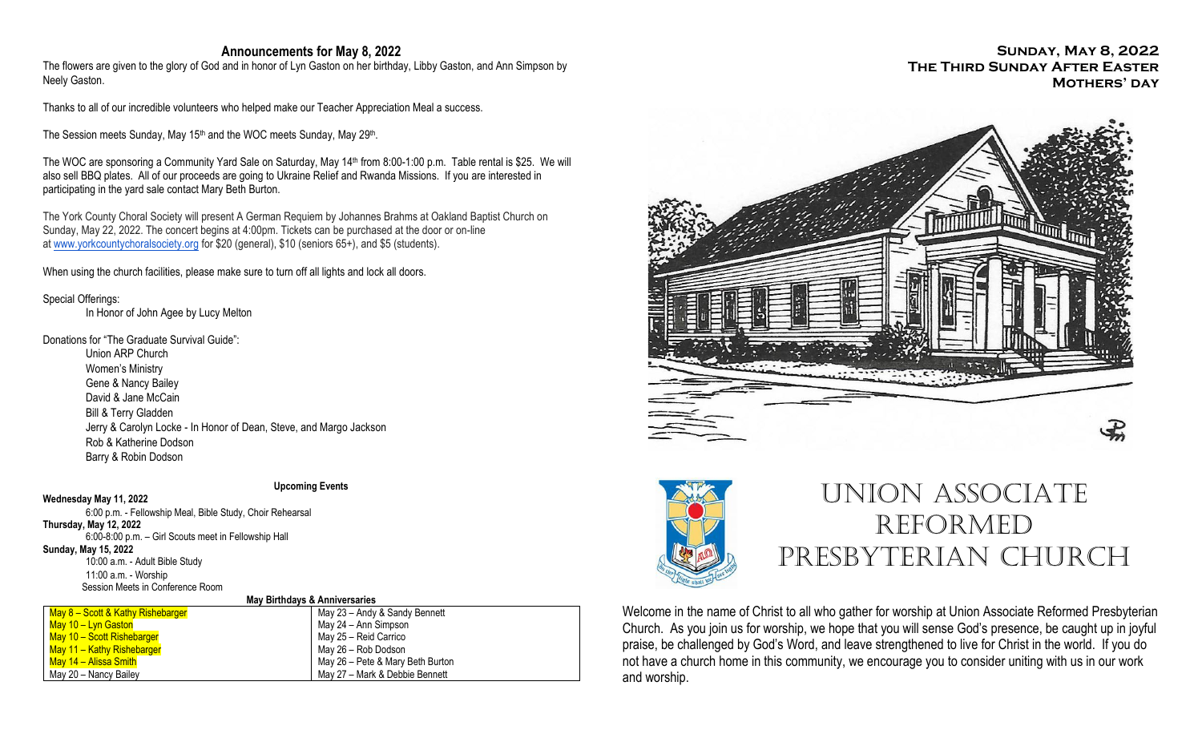## Announcements for May 8, 2022

The flowers are given to the glory of God and in honor of Lyn Gaston on her birthday, Libby Gaston, and Ann Simpson by Neely Gaston.

Thanks to all of our incredible volunteers who helped make our Teacher Appreciation Meal a success.

The Session meets Sunday, May 15th and the WOC meets Sunday, May 29th.

The WOC are sponsoring a Community Yard Sale on Saturday, May 14th from 8:00-1:00 p.m. Table rental is $25. We will also sell BBQ plates. All of our proceeds are going to Ukraine Relief and Rwanda Missions. If you are interested in participating in the yard sale contact Mary Beth Burton.

The York County Choral Society will present A German Requiem by Johannes Brahms at Oakland Baptist Church on Sunday, May 22, 2022. The concert begins at 4:00pm. Tickets can be purchased at the door or on-line at www.yorkcountychoralsociety.org for $20 (general), $10 (seniors 65+), and $5 (students).

When using the church facilities, please make sure to turn off all lights and lock all doors.

Special Offerings:
In Honor of John Agee by Lucy Melton

Donations for "The Graduate Survival Guide":
- Union ARP Church
- Women's Ministry
- Gene & Nancy Bailey
- David & Jane McCain
- Bill & Terry Gladden
- Jerry & Carolyn Locke - In Honor of Dean, Steve, and Margo Jackson
- Rob & Katherine Dodson
- Barry & Robin Dodson

### Upcoming Events

**Wednesday May 11, 2022**
6:00 p.m. - Fellowship Meal, Bible Study, Choir Rehearsal

**Thursday, May 12, 2022**
6:00-8:00 p.m. – Girl Scouts meet in Fellowship Hall

**Sunday, May 15, 2022**
10:00 a.m. - Adult Bible Study
11:00 a.m. - Worship
Session Meets in Conference Room

**May Birthdays & Anniversaries**

| | |
|---|---|
| May 8 – Scott & Kathy Rishebarger | May 23 – Andy & Sandy Bennett |
| May 10 – Lyn Gaston | May 24 – Ann Simpson |
| May 10 – Scott Rishebarger | May 25 – Reid Carrico |
| May 11 – Kathy Rishebarger | May 26 – Rob Dodson |
| May 14 – Alissa Smith | May 26 – Pete & Mary Beth Burton |
| May 20 – Nancy Bailey | May 27 – Mark & Debbie Bennett |

**Sunday, May 8, 2022**
**The Third Sunday After Easter**
**Mothers' Day**

# Union Associate Reformed Presbyterian Church

Welcome in the name of Christ to all who gather for worship at Union Associate Reformed Presbyterian Church. As you join us for worship, we hope that you will sense God's presence, be caught up in joyful praise, be challenged by God's Word, and leave strengthened to live for Christ in the world. If you do not have a church home in this community, we encourage you to consider uniting with us in our work and worship.